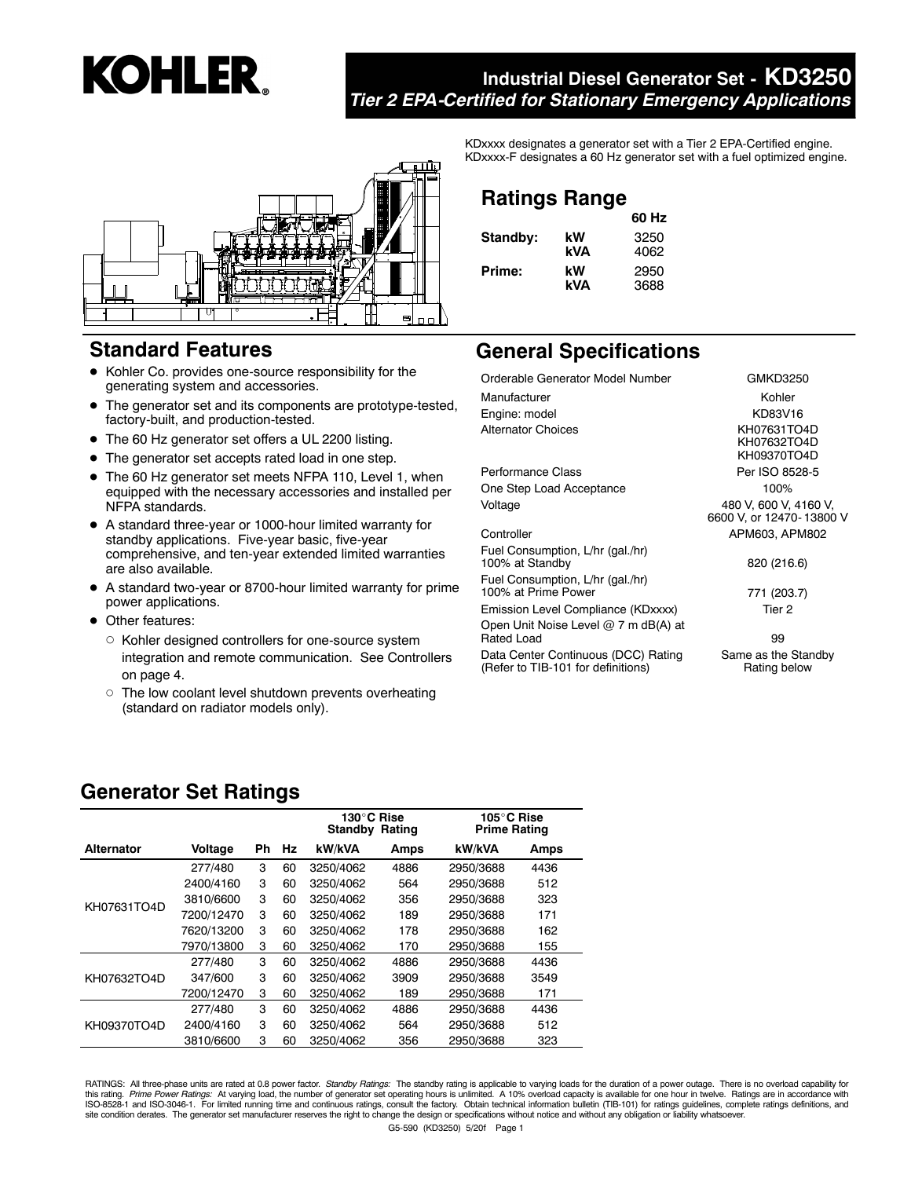# KOHLER

## Industrial Diesel Generator Set - KD3250

***Tier 2 EPA-Certified for Stationary Emergency Applications***

KDxxxx designates a generator set with a Tier 2 EPA-Certified engine.
KDxxxx-F designates a 60 Hz generator set with a fuel optimized engine.

## Ratings Range

| | | 60 Hz |
|---|---|---|
| **Standby:** | **kW** | 3250 |
| | **kVA** | 4062 |
| **Prime:** | **kW** | 2950 |
| | **kVA** | 3688 |

## Standard Features

- Kohler Co. provides one-source responsibility for the generating system and accessories.
- The generator set and its components are prototype-tested, factory-built, and production-tested.
- The 60 Hz generator set offers a UL 2200 listing.
- The generator set accepts rated load in one step.
- The 60 Hz generator set meets NFPA 110, Level 1, when equipped with the necessary accessories and installed per NFPA standards.
- A standard three-year or 1000-hour limited warranty for standby applications. Five-year basic, five-year comprehensive, and ten-year extended limited warranties are also available.
- A standard two-year or 8700-hour limited warranty for prime power applications.
- Other features:
  - Kohler designed controllers for one-source system integration and remote communication. See Controllers on page 4.
  - The low coolant level shutdown prevents overheating (standard on radiator models only).

## General Specifications

| | |
|---|---|
| Orderable Generator Model Number | GMKD3250 |
| Manufacturer | Kohler |
| Engine: model | KD83V16 |
| Alternator Choices | KH07631TO4D<br>KH07632TO4D<br>KH09370TO4D |
| Performance Class | Per ISO 8528-5 |
| One Step Load Acceptance | 100% |
| Voltage | 480 V, 600 V, 4160 V, 6600 V, or 12470- 13800 V |
| Controller | APM603, APM802 |
| Fuel Consumption, L/hr (gal./hr) 100% at Standby | 820 (216.6) |
| Fuel Consumption, L/hr (gal./hr) 100% at Prime Power | 771 (203.7) |
| Emission Level Compliance (KDxxxx) | Tier 2 |
| Open Unit Noise Level @ 7 m dB(A) at Rated Load | 99 |
| Data Center Continuous (DCC) Rating (Refer to TIB-101 for definitions) | Same as the Standby Rating below |

## Generator Set Ratings

| | | | | 130°C Rise Standby Rating | | 105°C Rise Prime Rating | |
|---|---|---|---|---|---|---|---|
| **Alternator** | **Voltage** | **Ph** | **Hz** | **kW/kVA** | **Amps** | **kW/kVA** | **Amps** |
| KH07631TO4D | 277/480 | 3 | 60 | 3250/4062 | 4886 | 2950/3688 | 4436 |
| | 2400/4160 | 3 | 60 | 3250/4062 | 564 | 2950/3688 | 512 |
| | 3810/6600 | 3 | 60 | 3250/4062 | 356 | 2950/3688 | 323 |
| | 7200/12470 | 3 | 60 | 3250/4062 | 189 | 2950/3688 | 171 |
| | 7620/13200 | 3 | 60 | 3250/4062 | 178 | 2950/3688 | 162 |
| | 7970/13800 | 3 | 60 | 3250/4062 | 170 | 2950/3688 | 155 |
| KH07632TO4D | 277/480 | 3 | 60 | 3250/4062 | 4886 | 2950/3688 | 4436 |
| | 347/600 | 3 | 60 | 3250/4062 | 3909 | 2950/3688 | 3549 |
| | 7200/12470 | 3 | 60 | 3250/4062 | 189 | 2950/3688 | 171 |
| KH09370TO4D | 277/480 | 3 | 60 | 3250/4062 | 4886 | 2950/3688 | 4436 |
| | 2400/4160 | 3 | 60 | 3250/4062 | 564 | 2950/3688 | 512 |
| | 3810/6600 | 3 | 60 | 3250/4062 | 356 | 2950/3688 | 323 |

RATINGS: All three-phase units are rated at 0.8 power factor. *Standby Ratings:* The standby rating is applicable to varying loads for the duration of a power outage. There is no overload capability for this rating. *Prime Power Ratings:* At varying load, the number of generator set operating hours is unlimited. A 10% overload capacity is available for one hour in twelve. Ratings are in accordance with ISO-8528-1 and ISO-3046-1. For limited running time and continuous ratings, consult the factory. Obtain technical information bulletin (TIB-101) for ratings guidelines, complete ratings definitions, and site condition derates. The generator set manufacturer reserves the right to change the design or specifications without notice and without any obligation or liability whatsoever.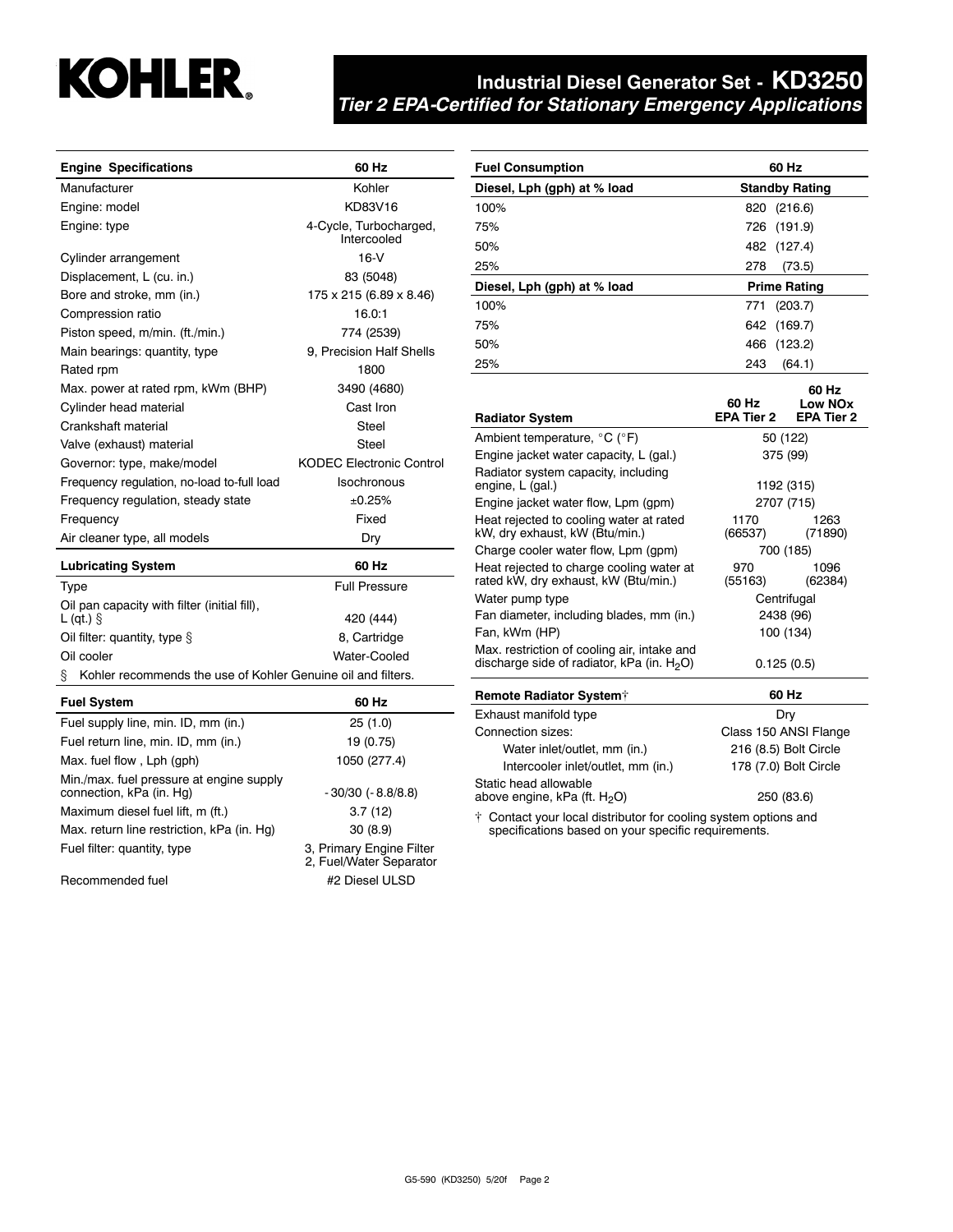# Industrial Diesel Generator Set - KD3250

## *Tier 2 EPA-Certified for Stationary Emergency Applications*

| Engine Specifications | 60 Hz |
|---|---|
| Manufacturer | Kohler |
| Engine: model | KD83V16 |
| Engine: type | 4-Cycle, Turbocharged, Intercooled |
| Cylinder arrangement | 16-V |
| Displacement, L (cu. in.) | 83 (5048) |
| Bore and stroke, mm (in.) | 175 x 215 (6.89 x 8.46) |
| Compression ratio | 16.0:1 |
| Piston speed, m/min. (ft./min.) | 774 (2539) |
| Main bearings: quantity, type | 9, Precision Half Shells |
| Rated rpm | 1800 |
| Max. power at rated rpm, kWm (BHP) | 3490 (4680) |
| Cylinder head material | Cast Iron |
| Crankshaft material | Steel |
| Valve (exhaust) material | Steel |
| Governor: type, make/model | KODEC Electronic Control |
| Frequency regulation, no-load to-full load | Isochronous |
| Frequency regulation, steady state | ±0.25% |
| Frequency | Fixed |
| Air cleaner type, all models | Dry |

| Lubricating System | 60 Hz |
|---|---|
| Type | Full Pressure |
| Oil pan capacity with filter (initial fill), L (qt.) § | 420 (444) |
| Oil filter: quantity, type § | 8, Cartridge |
| Oil cooler | Water-Cooled |

§ Kohler recommends the use of Kohler Genuine oil and filters.

| Fuel System | 60 Hz |
|---|---|
| Fuel supply line, min. ID, mm (in.) | 25 (1.0) |
| Fuel return line, min. ID, mm (in.) | 19 (0.75) |
| Max. fuel flow , Lph (gph) | 1050 (277.4) |
| Min./max. fuel pressure at engine supply connection, kPa (in. Hg) | -30/30 (-8.8/8.8) |
| Maximum diesel fuel lift, m (ft.) | 3.7 (12) |
| Max. return line restriction, kPa (in. Hg) | 30 (8.9) |
| Fuel filter: quantity, type | 3, Primary Engine Filter 2, Fuel/Water Separator |
| Recommended fuel | #2 Diesel ULSD |

| Fuel Consumption | 60 Hz |
|---|---|
| **Diesel, Lph (gph) at % load** | **Standby Rating** |
| 100% | 820 (216.6) |
| 75% | 726 (191.9) |
| 50% | 482 (127.4) |
| 25% | 278 (73.5) |
| **Diesel, Lph (gph) at % load** | **Prime Rating** |
| 100% | 771 (203.7) |
| 75% | 642 (169.7) |
| 50% | 466 (123.2) |
| 25% | 243 (64.1) |

| Radiator System | 60 Hz EPA Tier 2 | 60 Hz Low NOx EPA Tier 2 |
|---|---|---|
| Ambient temperature, °C (°F) | 50 (122) | |
| Engine jacket water capacity, L (gal.) | 375 (99) | |
| Radiator system capacity, including engine, L (gal.) | 1192 (315) | |
| Engine jacket water flow, Lpm (gpm) | 2707 (715) | |
| Heat rejected to cooling water at rated kW, dry exhaust, kW (Btu/min.) | 1170 (66537) | 1263 (71890) |
| Charge cooler water flow, Lpm (gpm) | 700 (185) | |
| Heat rejected to charge cooling water at rated kW, dry exhaust, kW (Btu/min.) | 970 (55163) | 1096 (62384) |
| Water pump type | Centrifugal | |
| Fan diameter, including blades, mm (in.) | 2438 (96) | |
| Fan, kWm (HP) | 100 (134) | |
| Max. restriction of cooling air, intake and discharge side of radiator, kPa (in. $H_2O$) | 0.125 (0.5) | |

| Remote Radiator System† | 60 Hz |
|---|---|
| Exhaust manifold type | Dry |
| Connection sizes: | Class 150 ANSI Flange |
| Water inlet/outlet, mm (in.) | 216 (8.5) Bolt Circle |
| Intercooler inlet/outlet, mm (in.) | 178 (7.0) Bolt Circle |
| Static head allowable above engine, kPa (ft. $H_2O$) | 250 (83.6) |

† Contact your local distributor for cooling system options and specifications based on your specific requirements.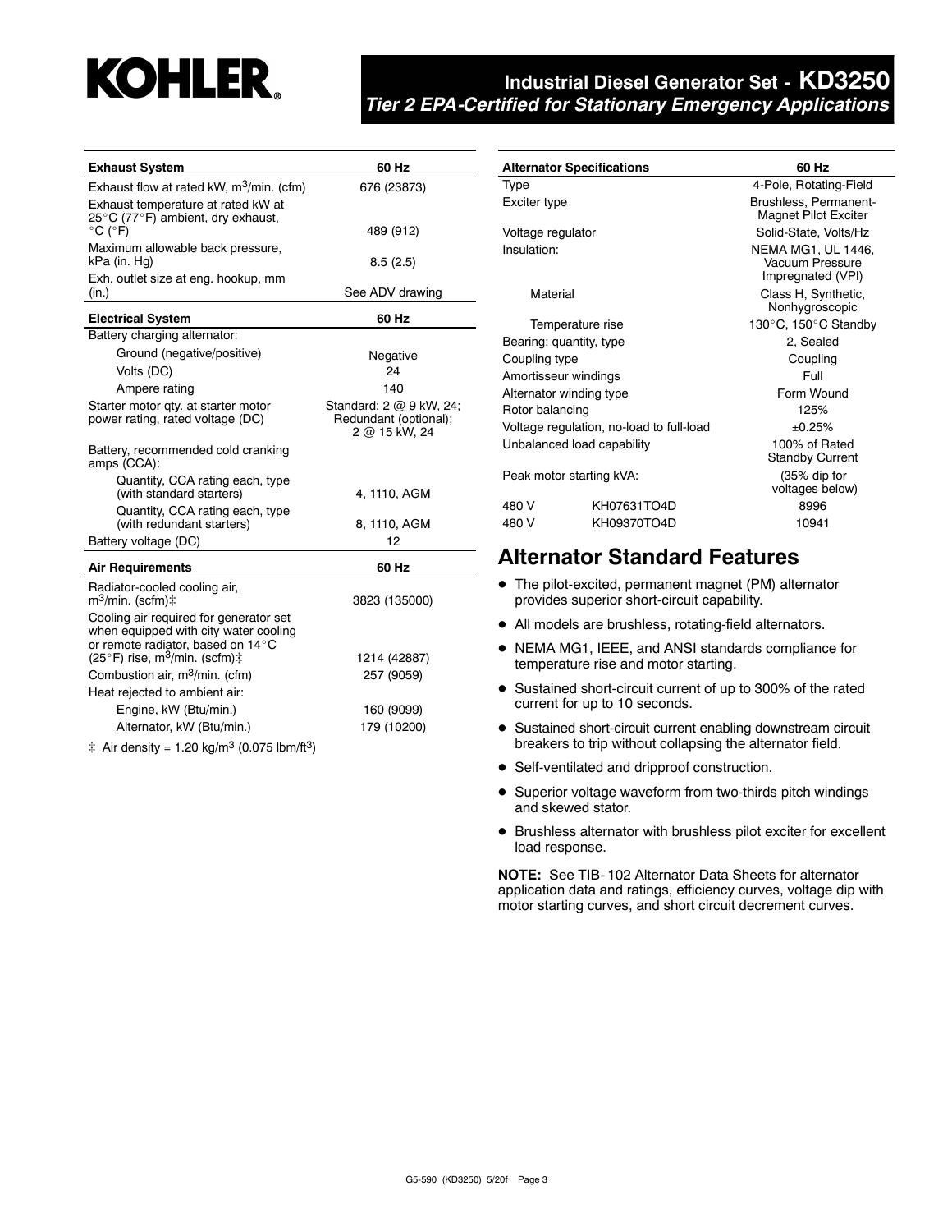# Industrial Diesel Generator Set - KD3250
*Tier 2 EPA-Certified for Stationary Emergency Applications*

| Exhaust System | 60 Hz |
|---|---|
| Exhaust flow at rated kW, $m^3$/min. (cfm) | 676 (23873) |
| Exhaust temperature at rated kW at 25°C (77°F) ambient, dry exhaust, °C (°F) | 489 (912) |
| Maximum allowable back pressure, kPa (in. Hg) | 8.5 (2.5) |
| Exh. outlet size at eng. hookup, mm (in.) | See ADV drawing |

| Electrical System | 60 Hz |
|---|---|
| Battery charging alternator: | |
| Ground (negative/positive) | Negative |
| Volts (DC) | 24 |
| Ampere rating | 140 |
| Starter motor qty. at starter motor power rating, rated voltage (DC) | Standard: 2 @ 9 kW, 24; Redundant (optional); 2 @ 15 kW, 24 |
| Battery, recommended cold cranking amps (CCA): | |
| Quantity, CCA rating each, type (with standard starters) | 4, 1110, AGM |
| Quantity, CCA rating each, type (with redundant starters) | 8, 1110, AGM |
| Battery voltage (DC) | 12 |

| Air Requirements | 60 Hz |
|---|---|
| Radiator-cooled cooling air, $m^3$/min. (scfm)‡ | 3823 (135000) |
| Cooling air required for generator set when equipped with city water cooling or remote radiator, based on 14°C (25°F) rise, $m^3$/min. (scfm)‡ | 1214 (42887) |
| Combustion air, $m^3$/min. (cfm) | 257 (9059) |
| Heat rejected to ambient air: | |
| Engine, kW (Btu/min.) | 160 (9099) |
| Alternator, kW (Btu/min.) | 179 (10200) |

‡ Air density = 1.20 kg/$m^3$ (0.075 lbm/$ft^3$)

| Alternator Specifications | | 60 Hz |
|---|---|---|
| Type | | 4-Pole, Rotating-Field |
| Exciter type | | Brushless, Permanent-Magnet Pilot Exciter |
| Voltage regulator | | Solid-State, Volts/Hz |
| Insulation: | | NEMA MG1, UL 1446, Vacuum Pressure Impregnated (VPI) |
| Material | | Class H, Synthetic, Nonhygroscopic |
| Temperature rise | | 130°C, 150°C Standby |
| Bearing: quantity, type | | 2, Sealed |
| Coupling type | | Coupling |
| Amortisseur windings | | Full |
| Alternator winding type | | Form Wound |
| Rotor balancing | | 125% |
| Voltage regulation, no-load to full-load | | ±0.25% |
| Unbalanced load capability | | 100% of Rated Standby Current |
| Peak motor starting kVA: | | (35% dip for voltages below) |
| 480 V | KH07631TO4D | 8996 |
| 480 V | KH09370TO4D | 10941 |

## Alternator Standard Features

- The pilot-excited, permanent magnet (PM) alternator provides superior short-circuit capability.
- All models are brushless, rotating-field alternators.
- NEMA MG1, IEEE, and ANSI standards compliance for temperature rise and motor starting.
- Sustained short-circuit current of up to 300% of the rated current for up to 10 seconds.
- Sustained short-circuit current enabling downstream circuit breakers to trip without collapsing the alternator field.
- Self-ventilated and dripproof construction.
- Superior voltage waveform from two-thirds pitch windings and skewed stator.
- Brushless alternator with brushless pilot exciter for excellent load response.

**NOTE:** See TIB- 102 Alternator Data Sheets for alternator application data and ratings, efficiency curves, voltage dip with motor starting curves, and short circuit decrement curves.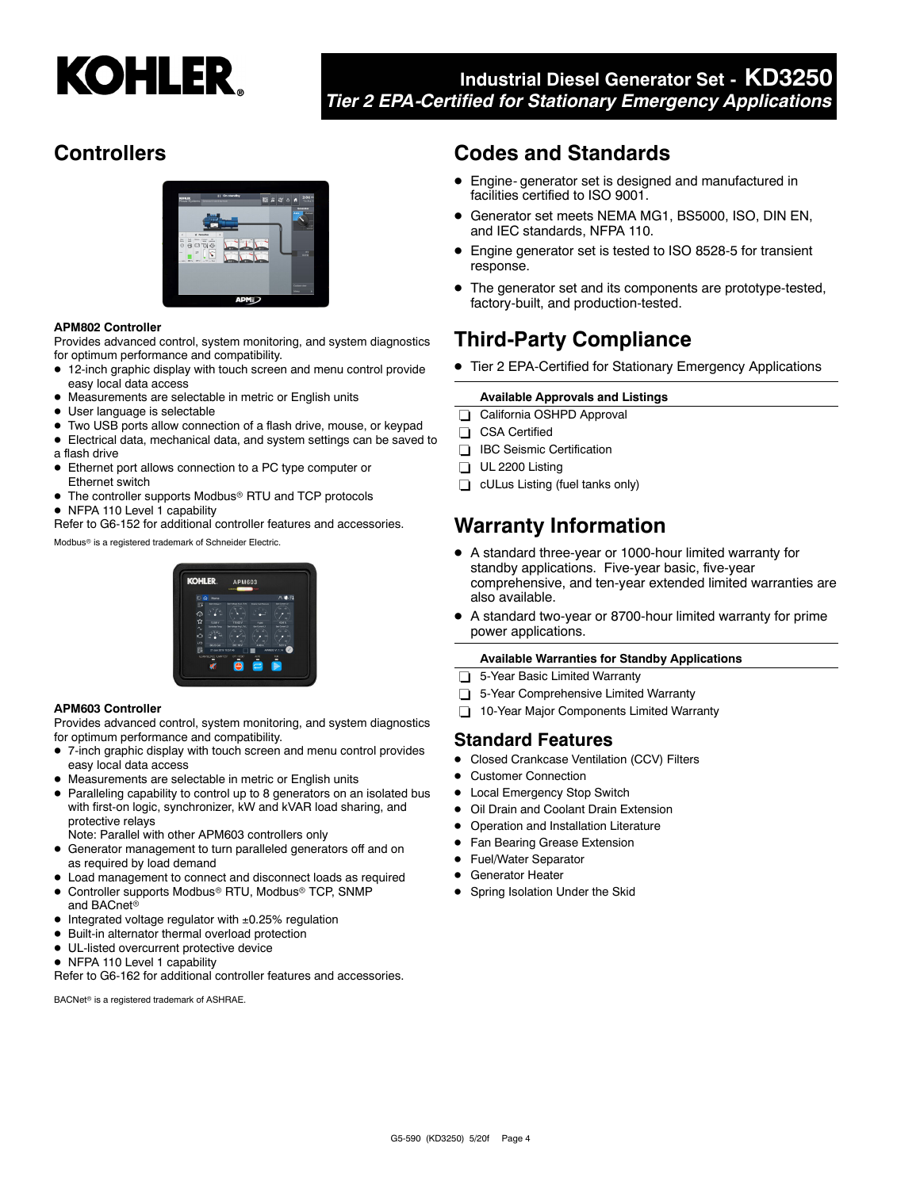# Industrial Diesel Generator Set - KD3250
*Tier 2 EPA-Certified for Stationary Emergency Applications*

## Controllers

**APM802 Controller**

Provides advanced control, system monitoring, and system diagnostics for optimum performance and compatibility.

- 12-inch graphic display with touch screen and menu control provide easy local data access
- Measurements are selectable in metric or English units
- User language is selectable
- Two USB ports allow connection of a flash drive, mouse, or keypad
- Electrical data, mechanical data, and system settings can be saved to a flash drive
- Ethernet port allows connection to a PC type computer or Ethernet switch
- The controller supports Modbus® RTU and TCP protocols
- NFPA 110 Level 1 capability

Refer to G6-152 for additional controller features and accessories.

Modbus® is a registered trademark of Schneider Electric.

**APM603 Controller**

Provides advanced control, system monitoring, and system diagnostics for optimum performance and compatibility.

- 7-inch graphic display with touch screen and menu control provides easy local data access
- Measurements are selectable in metric or English units
- Paralleling capability to control up to 8 generators on an isolated bus with first-on logic, synchronizer, kW and kVAR load sharing, and protective relays
  Note: Parallel with other APM603 controllers only
- Generator management to turn paralleled generators off and on as required by load demand
- Load management to connect and disconnect loads as required
- Controller supports Modbus® RTU, Modbus® TCP, SNMP and BACnet®
- Integrated voltage regulator with ±0.25% regulation
- Built-in alternator thermal overload protection
- UL-listed overcurrent protective device
- NFPA 110 Level 1 capability

Refer to G6-162 for additional controller features and accessories.

BACNet® is a registered trademark of ASHRAE.

## Codes and Standards

- Engine- generator set is designed and manufactured in facilities certified to ISO 9001.
- Generator set meets NEMA MG1, BS5000, ISO, DIN EN, and IEC standards, NFPA 110.
- Engine generator set is tested to ISO 8528-5 for transient response.
- The generator set and its components are prototype-tested, factory-built, and production-tested.

## Third-Party Compliance

- Tier 2 EPA-Certified for Stationary Emergency Applications

**Available Approvals and Listings**

- ❑ California OSHPD Approval
- ❑ CSA Certified
- ❑ IBC Seismic Certification
- ❑ UL 2200 Listing
- ❑ cULus Listing (fuel tanks only)

## Warranty Information

- A standard three-year or 1000-hour limited warranty for standby applications. Five-year basic, five-year comprehensive, and ten-year extended limited warranties are also available.
- A standard two-year or 8700-hour limited warranty for prime power applications.

**Available Warranties for Standby Applications**

- ❑ 5-Year Basic Limited Warranty
- ❑ 5-Year Comprehensive Limited Warranty
- ❑ 10-Year Major Components Limited Warranty

## Standard Features

- Closed Crankcase Ventilation (CCV) Filters
- Customer Connection
- Local Emergency Stop Switch
- Oil Drain and Coolant Drain Extension
- Operation and Installation Literature
- Fan Bearing Grease Extension
- Fuel/Water Separator
- Generator Heater
- Spring Isolation Under the Skid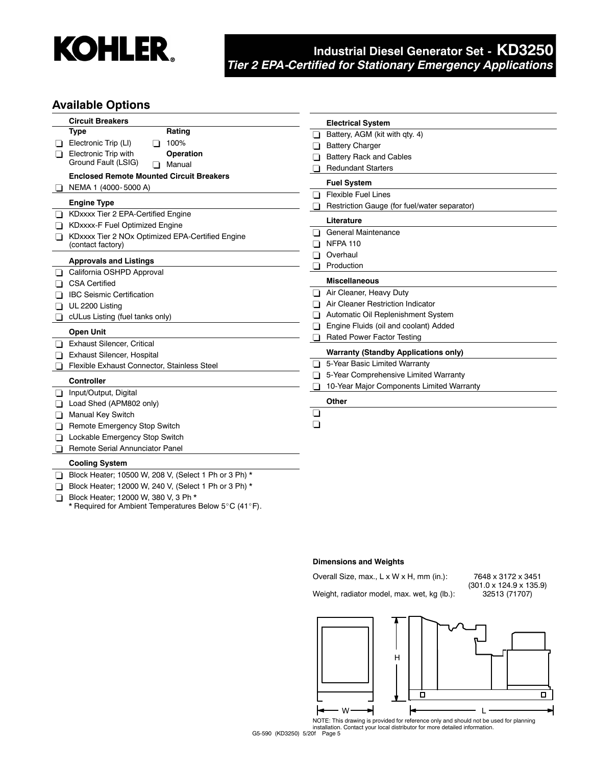# Industrial Diesel Generator Set - KD3250

*Tier 2 EPA-Certified for Stationary Emergency Applications*

## Available Options

### Circuit Breakers

**Type**
- ❑ Electronic Trip (LI)
- ❑ Electronic Trip with Ground Fault (LSIG)

**Rating**
- ❑ 100%

**Operation**
- ❑ Manual

### Enclosed Remote Mounted Circuit Breakers
- ❑ NEMA 1 (4000-5000 A)

### Engine Type
- ❑ KDxxxx Tier 2 EPA-Certified Engine
- ❑ KDxxxx-F Fuel Optimized Engine
- ❑ KDxxxx Tier 2 NOx Optimized EPA-Certified Engine (contact factory)

### Approvals and Listings
- ❑ California OSHPD Approval
- ❑ CSA Certified
- ❑ IBC Seismic Certification
- ❑ UL 2200 Listing
- ❑ cULus Listing (fuel tanks only)

### Open Unit
- ❑ Exhaust Silencer, Critical
- ❑ Exhaust Silencer, Hospital
- ❑ Flexible Exhaust Connector, Stainless Steel

### Controller
- ❑ Input/Output, Digital
- ❑ Load Shed (APM802 only)
- ❑ Manual Key Switch
- ❑ Remote Emergency Stop Switch
- ❑ Lockable Emergency Stop Switch
- ❑ Remote Serial Annunciator Panel

### Cooling System
- ❑ Block Heater; 10500 W, 208 V, (Select 1 Ph or 3 Ph) *
- ❑ Block Heater; 12000 W, 240 V, (Select 1 Ph or 3 Ph) *
- ❑ Block Heater; 12000 W, 380 V, 3 Ph *

\* Required for Ambient Temperatures Below 5°C (41°F).

### Electrical System
- ❑ Battery, AGM (kit with qty. 4)
- ❑ Battery Charger
- ❑ Battery Rack and Cables
- ❑ Redundant Starters

### Fuel System
- ❑ Flexible Fuel Lines
- ❑ Restriction Gauge (for fuel/water separator)

### Literature
- ❑ General Maintenance
- ❑ NFPA 110
- ❑ Overhaul
- ❑ Production

### Miscellaneous
- ❑ Air Cleaner, Heavy Duty
- ❑ Air Cleaner Restriction Indicator
- ❑ Automatic Oil Replenishment System
- ❑ Engine Fluids (oil and coolant) Added
- ❑ Rated Power Factor Testing

### Warranty (Standby Applications only)
- ❑ 5-Year Basic Limited Warranty
- ❑ 5-Year Comprehensive Limited Warranty
- ❑ 10-Year Major Components Limited Warranty

### Other
- ❑
- ❑

### Dimensions and Weights

| | |
|---|---|
| Overall Size, max., L x W x H, mm (in.): | 7648 x 3172 x 3451 (301.0 x 124.9 x 135.9) |
| Weight, radiator model, max. wet, kg (lb.): | 32513 (71707) |

NOTE: This drawing is provided for reference only and should not be used for planning installation. Contact your local distributor for more detailed information.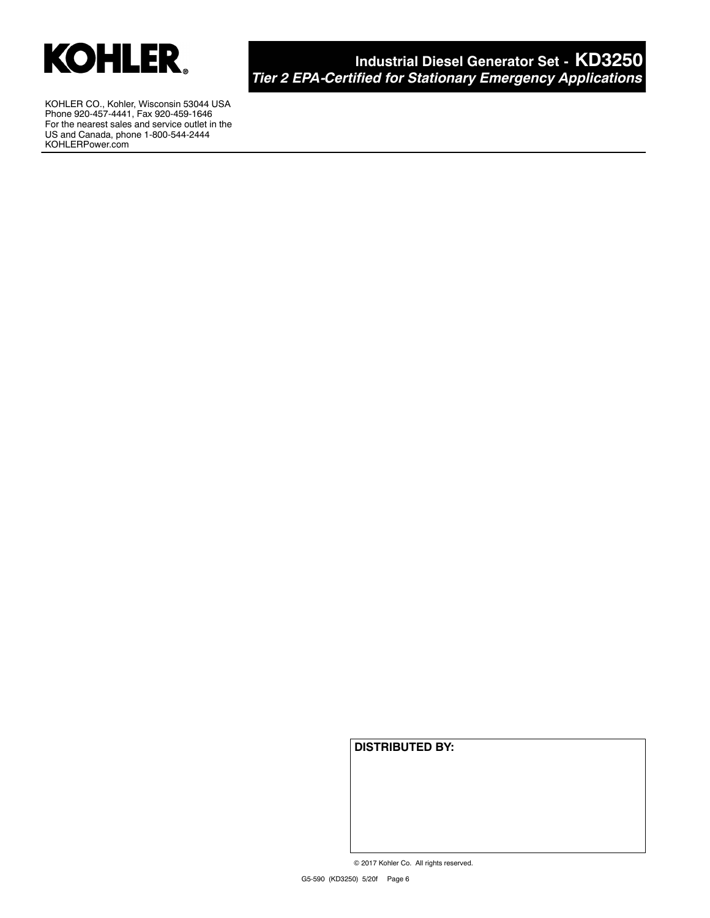# Industrial Diesel Generator Set - KD3250

***Tier 2 EPA-Certified for Stationary Emergency Applications***

KOHLER CO., Kohler, Wisconsin 53044 USA
Phone 920-457-4441, Fax 920-459-1646
For the nearest sales and service outlet in the
US and Canada, phone 1-800-544-2444
KOHLERPower.com

**DISTRIBUTED BY:**

© 2017 Kohler Co. All rights reserved.

G5-590 (KD3250) 5/20f